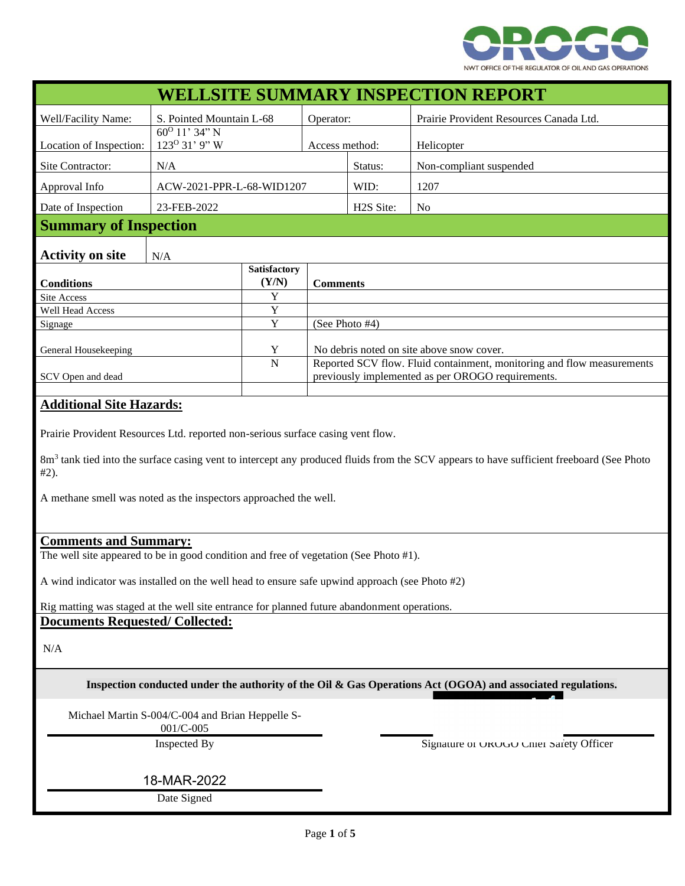NWT OFFICE OF THE REGULATOR OF OIL AND GAS OPERATIONS

# WELLSITE SUMMARY INSPECTION REPORT

| | | | |
|---|---|---|---|
| Well/Facility Name: | S. Pointed Mountain L-68 | Operator: | Prairie Provident Resources Canada Ltd. |
| Location of Inspection: | 60° 11' 34" N<br>123° 31' 9" W | Access method: | Helicopter |
| Site Contractor: | N/A | Status: | Non-compliant suspended |
| Approval Info | ACW-2021-PPR-L-68-WID1207 | WID: | 1207 |
| Date of Inspection | 23-FEB-2022 | H2S Site: | No |

## Summary of Inspection

**Activity on site** N/A

| Conditions | Satisfactory (Y/N) | Comments |
|---|---|---|
| Site Access | Y | |
| Well Head Access | Y | |
| Signage | Y | (See Photo #4) |
| General Housekeeping | Y | No debris noted on site above snow cover. |
| SCV Open and dead | N | Reported SCV flow. Fluid containment, monitoring and flow measurements previously implemented as per OROGO requirements. |
| | | |

### Additional Site Hazards:

Prairie Provident Resources Ltd. reported non-serious surface casing vent flow.

$8m^3$ tank tied into the surface casing vent to intercept any produced fluids from the SCV appears to have sufficient freeboard (See Photo #2).

A methane smell was noted as the inspectors approached the well.

### Comments and Summary:

The well site appeared to be in good condition and free of vegetation (See Photo #1).

A wind indicator was installed on the well head to ensure safe upwind approach (see Photo #2)

Rig matting was staged at the well site entrance for planned future abandonment operations.

### Documents Requested/ Collected:

N/A

**Inspection conducted under the authority of the Oil & Gas Operations Act (OGOA) and associated regulations.**

Michael Martin S-004/C-004 and Brian Heppelle S-001/C-005

Inspected By

Signature of OROGO Chief Safety Officer

18-MAR-2022

Date Signed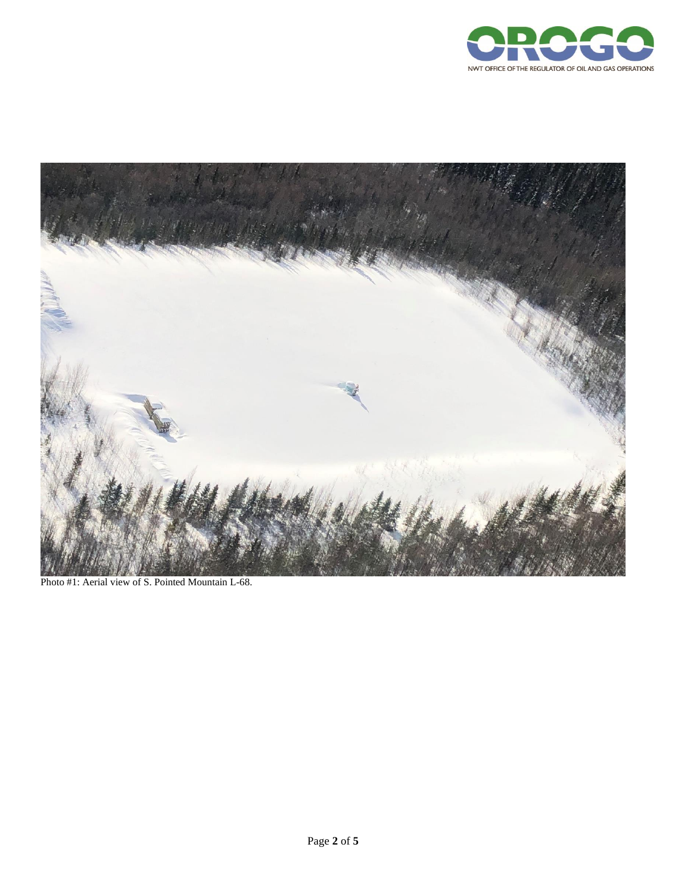Photo #1: Aerial view of S. Pointed Mountain L-68.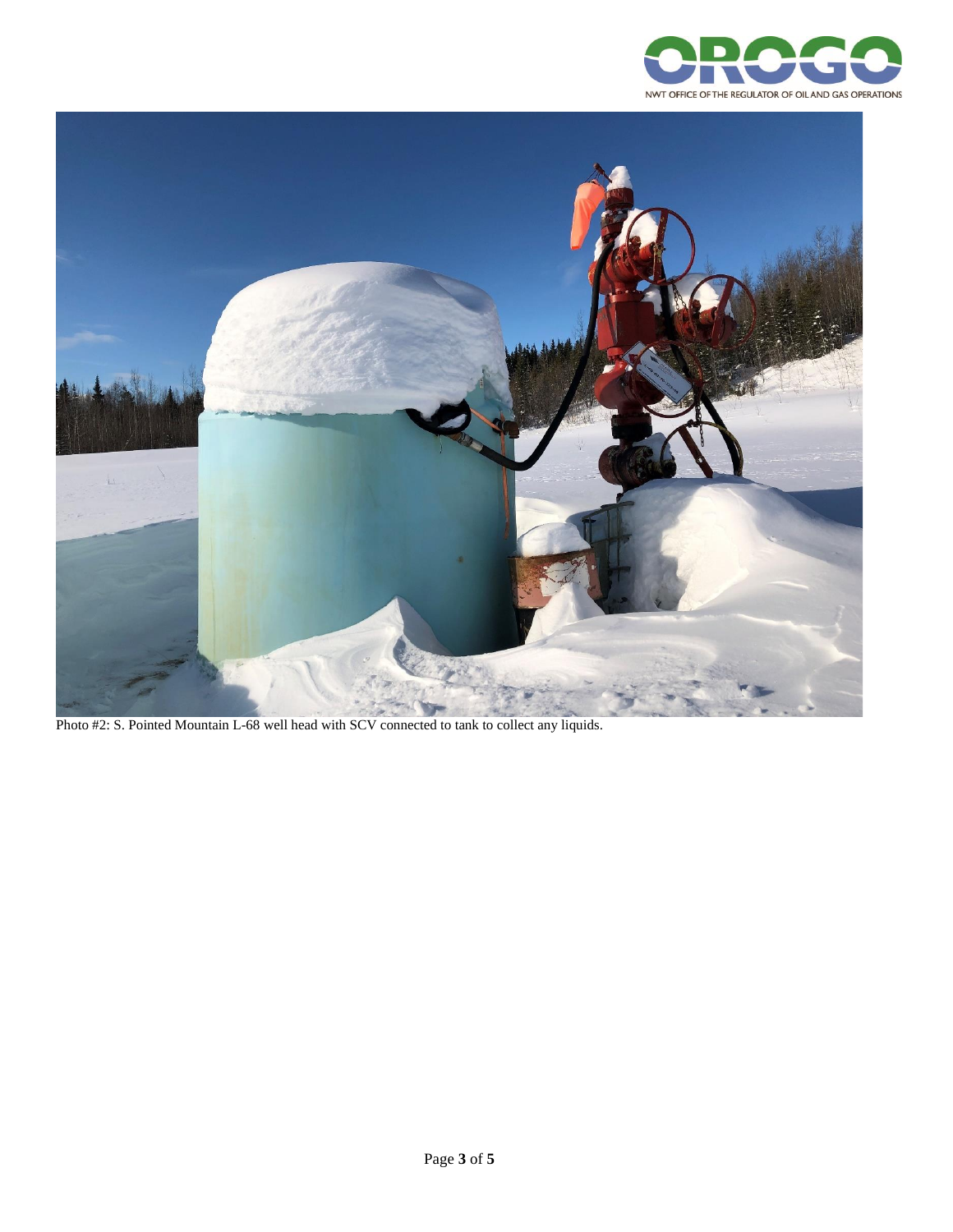Photo #2: S. Pointed Mountain L-68 well head with SCV connected to tank to collect any liquids.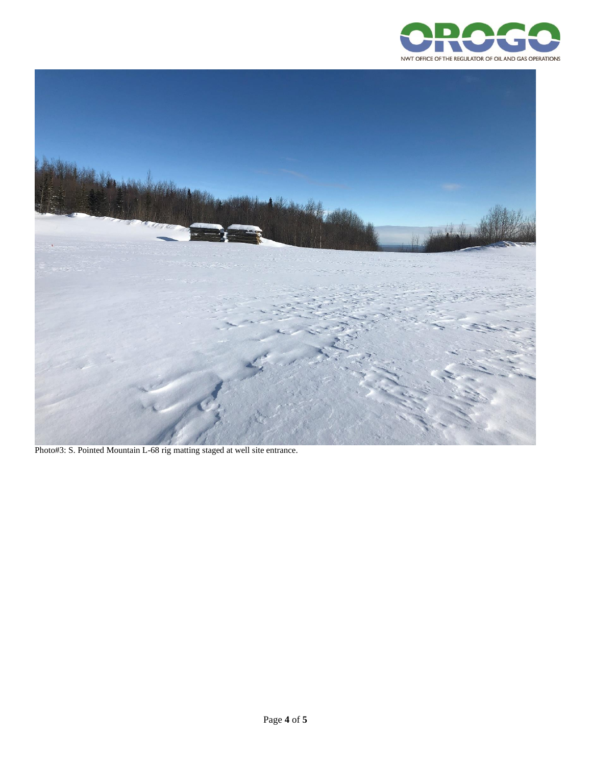Photo#3: S. Pointed Mountain L-68 rig matting staged at well site entrance.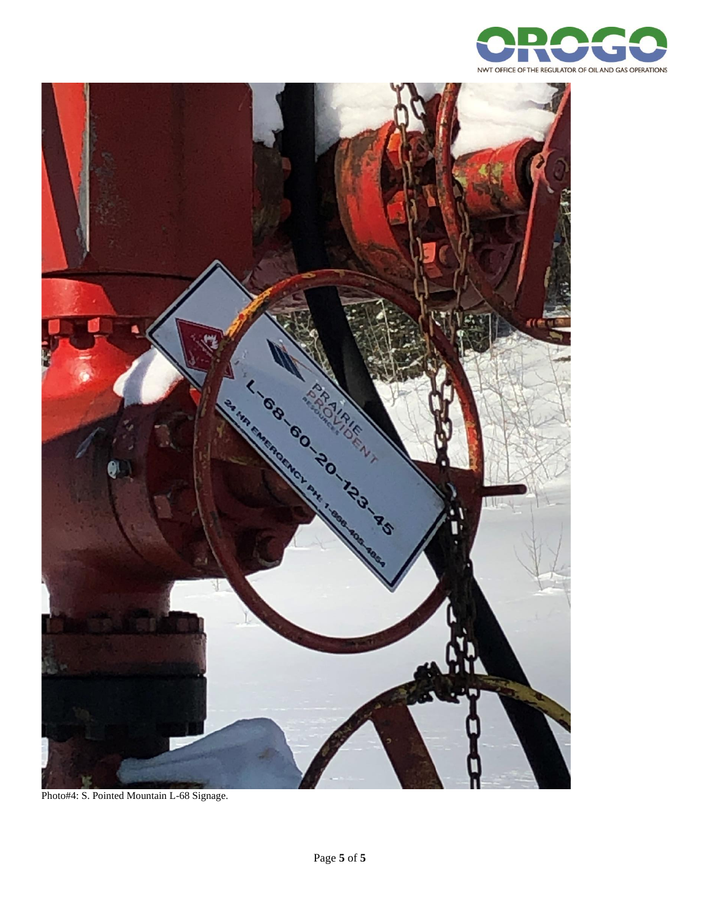Photo#4: S. Pointed Mountain L-68 Signage.